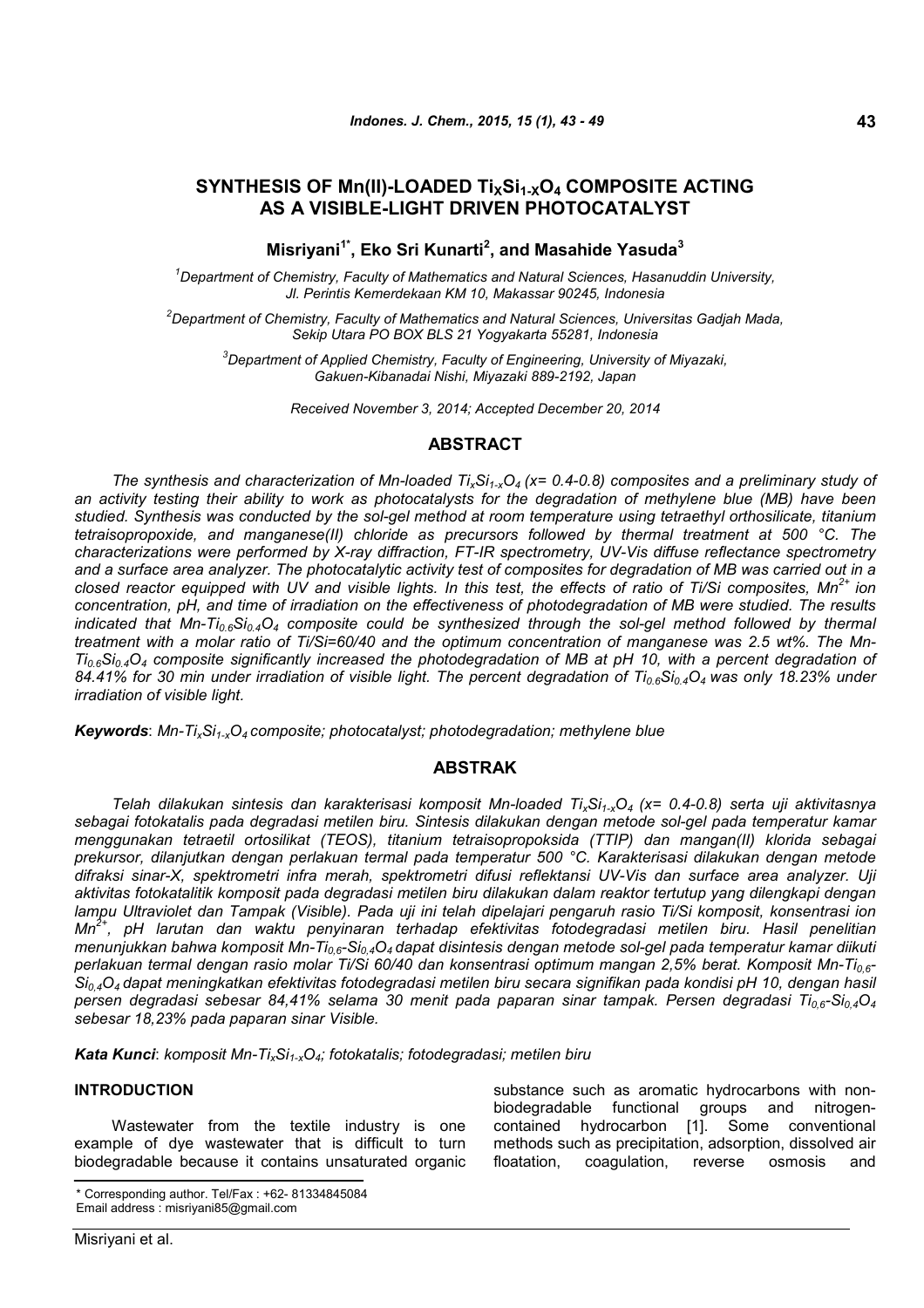# SYNTHESIS OF Mn(II)-LOADED $Ti_XSi_{1-X}O_4$ COMPOSITE ACTING AS A VISIBLE-LIGHT DRIVEN PHOTOCATALYST

**Misriyani[1*], Eko Sri Kunarti[2], and Masahide Yasuda[3]**

[1]*Department of Chemistry, Faculty of Mathematics and Natural Sciences, Hasanuddin University, Jl. Perintis Kemerdekaan KM 10, Makassar 90245, Indonesia*

[2]*Department of Chemistry, Faculty of Mathematics and Natural Sciences, Universitas Gadjah Mada, Sekip Utara PO BOX BLS 21 Yogyakarta 55281, Indonesia*

[3]*Department of Applied Chemistry, Faculty of Engineering, University of Miyazaki, Gakuen-Kibanadai Nishi, Miyazaki 889-2192, Japan*

*Received November 3, 2014; Accepted December 20, 2014*

## ABSTRACT

*The synthesis and characterization of Mn-loaded $Ti_xSi_{1-x}O_4$ (x= 0.4-0.8) composites and a preliminary study of an activity testing their ability to work as photocatalysts for the degradation of methylene blue (MB) have been studied. Synthesis was conducted by the sol-gel method at room temperature using tetraethyl orthosilicate, titanium tetraisopropoxide, and manganese(II) chloride as precursors followed by thermal treatment at 500 °C. The characterizations were performed by X-ray diffraction, FT-IR spectrometry, UV-Vis diffuse reflectance spectrometry and a surface area analyzer. The photocatalytic activity test of composites for degradation of MB was carried out in a closed reactor equipped with UV and visible lights. In this test, the effects of ratio of Ti/Si composites, $Mn^{2+}$ ion concentration, pH, and time of irradiation on the effectiveness of photodegradation of MB were studied. The results indicated that Mn-$Ti_{0.6}Si_{0.4}O_4$ composite could be synthesized through the sol-gel method followed by thermal treatment with a molar ratio of Ti/Si=60/40 and the optimum concentration of manganese was 2.5 wt%. The Mn-$Ti_{0.6}Si_{0.4}O_4$ composite significantly increased the photodegradation of MB at pH 10, with a percent degradation of 84.41% for 30 min under irradiation of visible light. The percent degradation of $Ti_{0.6}Si_{0.4}O_4$ was only 18.23% under irradiation of visible light.*

***Keywords***: *Mn-$Ti_xSi_{1-x}O_4$ composite; photocatalyst; photodegradation; methylene blue*

## ABSTRAK

*Telah dilakukan sintesis dan karakterisasi komposit Mn-loaded $Ti_xSi_{1-x}O_4$ (x= 0.4-0.8) serta uji aktivitasnya sebagai fotokatalis pada degradasi metilen biru. Sintesis dilakukan dengan metode sol-gel pada temperatur kamar menggunakan tetraetil ortosilikat (TEOS), titanium tetraisopropoksida (TTIP) dan mangan(II) klorida sebagai prekursor, dilanjutkan dengan perlakuan termal pada temperatur 500 °C. Karakterisasi dilakukan dengan metode difraksi sinar-X, spektrometri infra merah, spektrometri difusi reflektansi UV-Vis dan surface area analyzer. Uji aktivitas fotokatalitik komposit pada degradasi metilen biru dilakukan dalam reaktor tertutup yang dilengkapi dengan lampu Ultraviolet dan Tampak (Visible). Pada uji ini telah dipelajari pengaruh rasio Ti/Si komposit, konsentrasi ion $Mn^{2+}$, pH larutan dan waktu penyinaran terhadap efektivitas fotodegradasi metilen biru. Hasil penelitian menunjukkan bahwa komposit Mn-$Ti_{0,6}$-$Si_{0,4}O_4$ dapat disintesis dengan metode sol-gel pada temperatur kamar diikuti perlakuan termal dengan rasio molar Ti/Si 60/40 dan konsentrasi optimum mangan 2,5% berat. Komposit Mn-$Ti_{0,6}$-$Si_{0,4}O_4$ dapat meningkatkan efektivitas fotodegradasi metilen biru secara signifikan pada kondisi pH 10, dengan hasil persen degradasi sebesar 84,41% selama 30 menit pada paparan sinar tampak. Persen degradasi $Ti_{0,6}$-$Si_{0,4}O_4$ sebesar 18,23% pada paparan sinar Visible.*

***Kata Kunci***: *komposit Mn-$Ti_xSi_{1-x}O_4$; fotokatalis; fotodegradasi; metilen biru*

## INTRODUCTION

Wastewater from the textile industry is one example of dye wastewater that is difficult to turn biodegradable because it contains unsaturated organic substance such as aromatic hydrocarbons with non-biodegradable functional groups and nitrogen-contained hydrocarbon [1]. Some conventional methods such as precipitation, adsorption, dissolved air floatation, coagulation, reverse osmosis and

\* Corresponding author. Tel/Fax : +62- 81334845084
Email address : misriyani85@gmail.com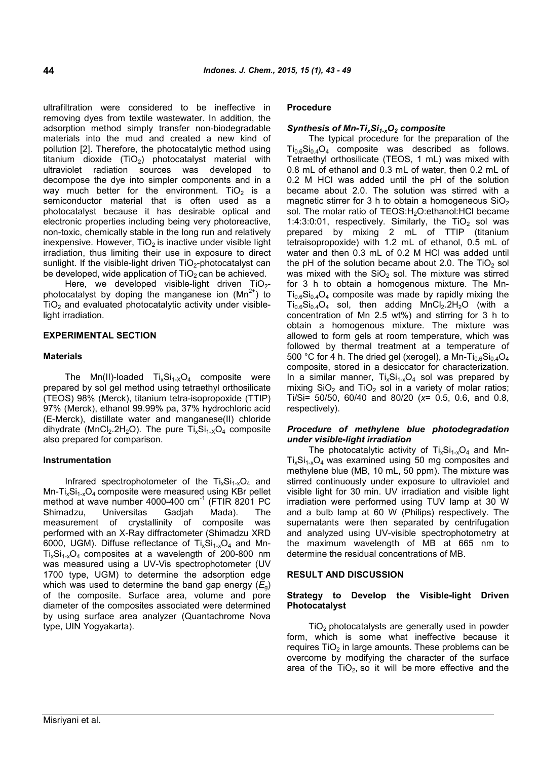ultrafiltration were considered to be ineffective in removing dyes from textile wastewater. In addition, the adsorption method simply transfer non-biodegradable materials into the mud and created a new kind of pollution [2]. Therefore, the photocatalytic method using titanium dioxide ($TiO_2$) photocatalyst material with ultraviolet radiation sources was developed to decompose the dye into simpler components and in a way much better for the environment. $TiO_2$ is a semiconductor material that is often used as a photocatalyst because it has desirable optical and electronic properties including being very photoreactive, non-toxic, chemically stable in the long run and relatively inexpensive. However, $TiO_2$ is inactive under visible light irradiation, thus limiting their use in exposure to direct sunlight. If the visible-light driven $TiO_2$-photocatalyst can be developed, wide application of $TiO_2$ can be achieved.

Here, we developed visible-light driven $TiO_2$-photocatalyst by doping the manganese ion ($Mn^{2+}$) to $TiO_2$ and evaluated photocatalytic activity under visible-light irradiation.

## EXPERIMENTAL SECTION

### Materials

The Mn(II)-loaded $Ti_xSi_{1-x}O_4$ composite were prepared by sol gel method using tetraethyl orthosilicate (TEOS) 98% (Merck), titanium tetra-isopropoxide (TTIP) 97% (Merck), ethanol 99.99% pa, 37% hydrochloric acid (E-Merck), distillate water and manganese(II) chloride dihydrate ($MnCl_2.2H_2O$). The pure $Ti_xSi_{1-x}O_4$ composite also prepared for comparison.

### Instrumentation

Infrared spectrophotometer of the $Ti_xSi_{1-x}O_4$ and Mn-$Ti_xSi_{1-x}O_4$ composite were measured using KBr pellet method at wave number 4000-400 $cm^{-1}$ (FTIR 8201 PC Shimadzu, Universitas Gadjah Mada). The measurement of crystallinity of composite was performed with an X-Ray diffractometer (Shimadzu XRD 6000, UGM). Diffuse reflectance of $Ti_xSi_{1-x}O_4$ and Mn-$Ti_xSi_{1-x}O_4$ composites at a wavelength of 200-800 nm was measured using a UV-Vis spectrophotometer (UV 1700 type, UGM) to determine the adsorption edge which was used to determine the band gap energy ($E_g$) of the composite. Surface area, volume and pore diameter of the composites associated were determined by using surface area analyzer (Quantachrome Nova type, UIN Yogyakarta).

### Procedure

#### *Synthesis of Mn-$Ti_xSi_{1-x}O_2$ composite*

The typical procedure for the preparation of the $Ti_{0.6}Si_{0.4}O_4$ composite was described as follows. Tetraethyl orthosilicate (TEOS, 1 mL) was mixed with 0.8 mL of ethanol and 0.3 mL of water, then 0.2 mL of 0.2 M HCl was added until the pH of the solution became about 2.0. The solution was stirred with a magnetic stirrer for 3 h to obtain a homogeneous $SiO_2$ sol. The molar ratio of TEOS:$H_2O$:ethanol:HCl became 1:4:3:0:01, respectively. Similarly, the $TiO_2$ sol was prepared by mixing 2 mL of TTIP (titanium tetraisopropoxide) with 1.2 mL of ethanol, 0.5 mL of water and then 0.3 mL of 0.2 M HCl was added until the pH of the solution became about 2.0. The $TiO_2$ sol was mixed with the $SiO_2$ sol. The mixture was stirred for 3 h to obtain a homogenous mixture. The Mn-$Ti_{0.6}Si_{0.4}O_4$ composite was made by rapidly mixing the $Ti_{0.6}Si_{0.4}O_4$ sol, then adding $MnCl_2.2H_2O$ (with a concentration of Mn 2.5 wt%) and stirring for 3 h to obtain a homogeneous mixture. The mixture was allowed to form gels at room temperature, which was followed by thermal treatment at a temperature of 500 °C for 4 h. The dried gel (xerogel), a Mn-$Ti_{0.6}Si_{0.4}O_4$ composite, stored in a desiccator for characterization. In a similar manner, $Ti_xSi_{1-x}O_4$ sol was prepared by mixing $SiO_2$ and $TiO_2$ sol in a variety of molar ratios; Ti/Si= 50/50, 60/40 and 80/20 ($x$= 0.5, 0.6, and 0.8, respectively).

#### *Procedure of methylene blue photodegradation under visible-light irradiation*

The photocatalytic activity of $Ti_xSi_{1-x}O_4$ and Mn-$Ti_xSi_{1-x}O_4$ was examined using 50 mg composites and methylene blue (MB, 10 mL, 50 ppm). The mixture was stirred continuously under exposure to ultraviolet and visible light for 30 min. UV irradiation and visible light irradiation were performed using TUV lamp at 30 W and a bulb lamp at 60 W (Philips) respectively. The supernatants were then separated by centrifugation and analyzed using UV-visible spectrophotometry at the maximum wavelength of MB at 665 nm to determine the residual concentrations of MB.

## RESULT AND DISCUSSION

### Strategy to Develop the Visible-light Driven Photocatalyst

$TiO_2$ photocatalysts are generally used in powder form, which is some what ineffective because it requires $TiO_2$ in large amounts. These problems can be overcome by modifying the character of the surface area of the $TiO_2$, so it will be more effective and the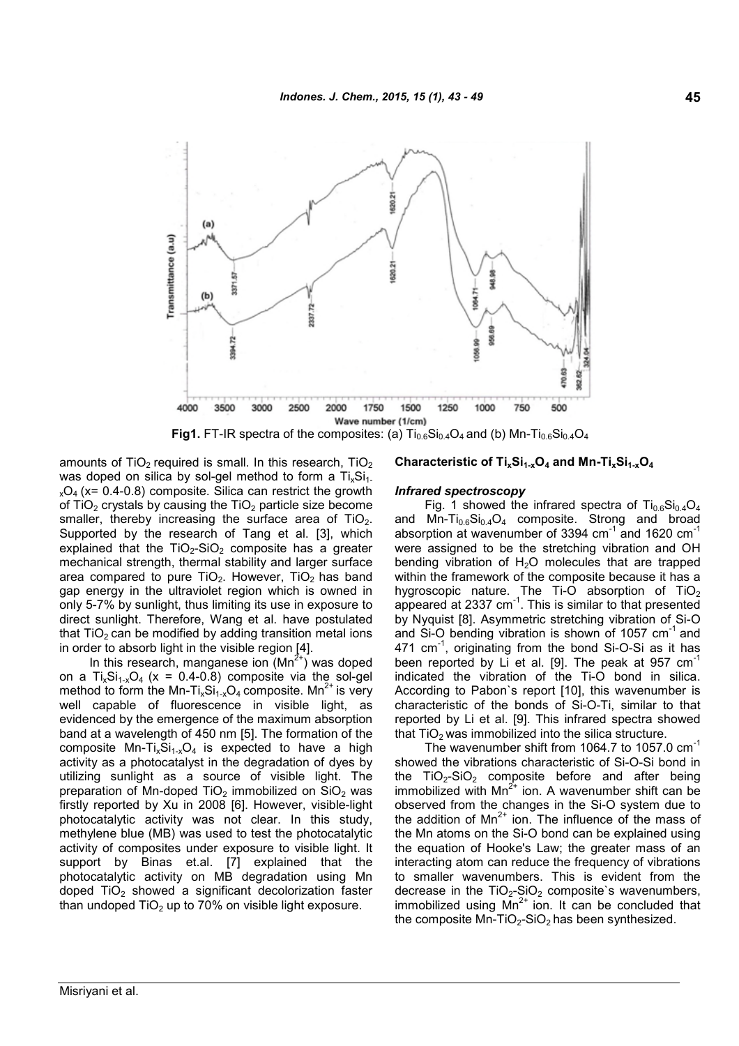**Fig1.** FT-IR spectra of the composites: (a) $Ti_{0.6}Si_{0.4}O_4$ and (b) Mn-$Ti_{0.6}Si_{0.4}O_4$

amounts of $TiO_2$ required is small. In this research, $TiO_2$ was doped on silica by sol-gel method to form a $Ti_xSi_{1-x}O_4$ (x= 0.4-0.8) composite. Silica can restrict the growth of $TiO_2$ crystals by causing the $TiO_2$ particle size become smaller, thereby increasing the surface area of $TiO_2$. Supported by the research of Tang et al. [3], which explained that the $TiO_2$-$SiO_2$ composite has a greater mechanical strength, thermal stability and larger surface area compared to pure $TiO_2$. However, $TiO_2$ has band gap energy in the ultraviolet region which is owned in only 5-7% by sunlight, thus limiting its use in exposure to direct sunlight. Therefore, Wang et al. have postulated that $TiO_2$ can be modified by adding transition metal ions in order to absorb light in the visible region [4].

In this research, manganese ion ($Mn^{2+}$) was doped on a $Ti_xSi_{1-x}O_4$ (x = 0.4-0.8) composite via the sol-gel method to form the Mn-$Ti_xSi_{1-x}O_4$ composite. $Mn^{2+}$ is very well capable of fluorescence in visible light, as evidenced by the emergence of the maximum absorption band at a wavelength of 450 nm [5]. The formation of the composite Mn-$Ti_xSi_{1-x}O_4$ is expected to have a high activity as a photocatalyst in the degradation of dyes by utilizing sunlight as a source of visible light. The preparation of Mn-doped $TiO_2$ immobilized on $SiO_2$ was firstly reported by Xu in 2008 [6]. However, visible-light photocatalytic activity was not clear. In this study, methylene blue (MB) was used to test the photocatalytic activity of composites under exposure to visible light. It support by Binas et.al. [7] explained that the photocatalytic activity on MB degradation using Mn doped $TiO_2$ showed a significant decolorization faster than undoped $TiO_2$ up to 70% on visible light exposure.

### Characteristic of $Ti_xSi_{1-x}O_4$ and Mn-$Ti_xSi_{1-x}O_4$

#### *Infrared spectroscopy*

Fig. 1 showed the infrared spectra of $Ti_{0.6}Si_{0.4}O_4$ and Mn-$Ti_{0.6}Si_{0.4}O_4$ composite. Strong and broad absorption at wavenumber of 3394 $cm^{-1}$ and 1620 $cm^{-1}$ were assigned to be the stretching vibration and OH bending vibration of $H_2O$ molecules that are trapped within the framework of the composite because it has a hygroscopic nature. The Ti-O absorption of $TiO_2$ appeared at 2337 $cm^{-1}$. This is similar to that presented by Nyquist [8]. Asymmetric stretching vibration of Si-O and Si-O bending vibration is shown of 1057 $cm^{-1}$ and 471 $cm^{-1}$, originating from the bond Si-O-Si as it has been reported by Li et al. [9]. The peak at 957 $cm^{-1}$ indicated the vibration of the Ti-O bond in silica. According to Pabon`s report [10], this wavenumber is characteristic of the bonds of Si-O-Ti, similar to that reported by Li et al. [9]. This infrared spectra showed that $TiO_2$ was immobilized into the silica structure.

The wavenumber shift from 1064.7 to 1057.0 $cm^{-1}$ showed the vibrations characteristic of Si-O-Si bond in the $TiO_2$-$SiO_2$ composite before and after being immobilized with $Mn^{2+}$ ion. A wavenumber shift can be observed from the changes in the Si-O system due to the addition of $Mn^{2+}$ ion. The influence of the mass of the Mn atoms on the Si-O bond can be explained using the equation of Hooke's Law; the greater mass of an interacting atom can reduce the frequency of vibrations to smaller wavenumbers. This is evident from the decrease in the $TiO_2$-$SiO_2$ composite`s wavenumbers, immobilized using $Mn^{2+}$ ion. It can be concluded that the composite Mn-$TiO_2$-$SiO_2$ has been synthesized.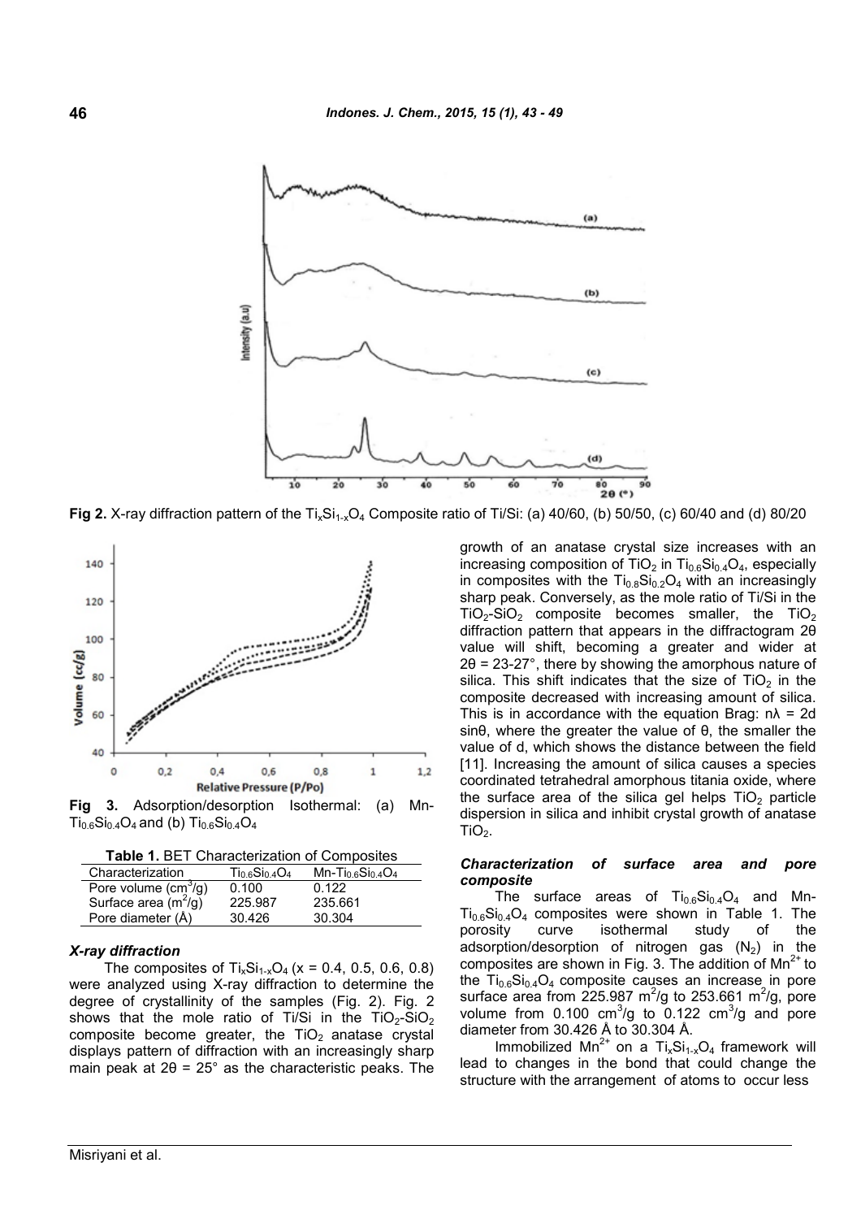**Fig 2.** X-ray diffraction pattern of the $Ti_xSi_{1-x}O_4$ Composite ratio of Ti/Si: (a) 40/60, (b) 50/50, (c) 60/40 and (d) 80/20

**Fig 3.** Adsorption/desorption Isothermal: (a) Mn-$Ti_{0.6}Si_{0.4}O_4$ and (b) $Ti_{0.6}Si_{0.4}O_4$

**Table 1.** BET Characterization of Composites

| Characterization | $Ti_{0.6}Si_{0.4}O_4$ | Mn-$Ti_{0.6}Si_{0.4}O_4$ |
|---|---|---|
| Pore volume ($cm^3$/g) | 0.100 | 0.122 |
| Surface area ($m^2$/g) | 225.987 | 235.661 |
| Pore diameter (Å) | 30.426 | 30.304 |

### *X-ray diffraction*

The composites of $Ti_xSi_{1-x}O_4$ (x = 0.4, 0.5, 0.6, 0.8) were analyzed using X-ray diffraction to determine the degree of crystallinity of the samples (Fig. 2). Fig. 2 shows that the mole ratio of Ti/Si in the $TiO_2$-$SiO_2$ composite become greater, the $TiO_2$ anatase crystal displays pattern of diffraction with an increasingly sharp main peak at 2θ = 25° as the characteristic peaks. The growth of an anatase crystal size increases with an increasing composition of $TiO_2$ in $Ti_{0.6}Si_{0.4}O_4$, especially in composites with the $Ti_{0.8}Si_{0.2}O_4$ with an increasingly sharp peak. Conversely, as the mole ratio of Ti/Si in the $TiO_2$-$SiO_2$ composite becomes smaller, the $TiO_2$ diffraction pattern that appears in the diffractogram 2θ value will shift, becoming a greater and wider at 2θ = 23-27°, there by showing the amorphous nature of silica. This shift indicates that the size of $TiO_2$ in the composite decreased with increasing amount of silica. This is in accordance with the equation Brag: $n\lambda = 2d \sin\theta$, where the greater the value of θ, the smaller the value of d, which shows the distance between the field [11]. Increasing the amount of silica causes a species coordinated tetrahedral amorphous titania oxide, where the surface area of the silica gel helps $TiO_2$ particle dispersion in silica and inhibit crystal growth of anatase $TiO_2$.

### *Characterization of surface area and pore composite*

The surface areas of $Ti_{0.6}Si_{0.4}O_4$ and Mn-$Ti_{0.6}Si_{0.4}O_4$ composites were shown in Table 1. The porosity curve isothermal study of the adsorption/desorption of nitrogen gas ($N_2$) in the composites are shown in Fig. 3. The addition of $Mn^{2+}$ to the $Ti_{0.6}Si_{0.4}O_4$ composite causes an increase in pore surface area from 225.987 $m^2$/g to 253.661 $m^2$/g, pore volume from 0.100 $cm^3$/g to 0.122 $cm^3$/g and pore diameter from 30.426 Å to 30.304 Å.

Immobilized $Mn^{2+}$ on a $Ti_xSi_{1-x}O_4$ framework will lead to changes in the bond that could change the structure with the arrangement of atoms to occur less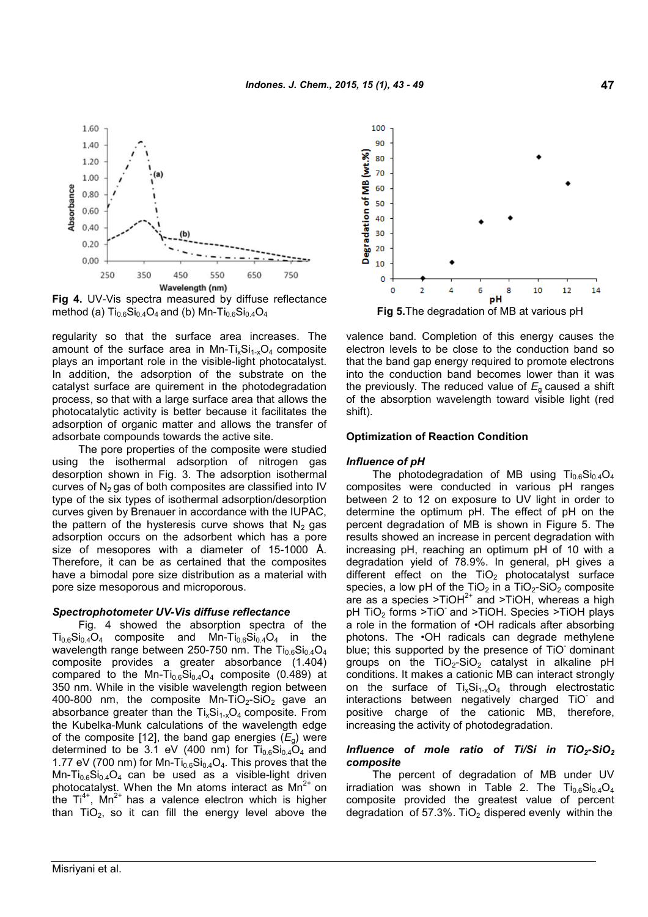**Fig 4.** UV-Vis spectra measured by diffuse reflectance method (a) $Ti_{0.6}Si_{0.4}O_4$ and (b) Mn-$Ti_{0.6}Si_{0.4}O_4$

regularity so that the surface area increases. The amount of the surface area in Mn-$Ti_xSi_{1-x}O_4$ composite plays an important role in the visible-light photocatalyst. In addition, the adsorption of the substrate on the catalyst surface are quirement in the photodegradation process, so that with a large surface area that allows the photocatalytic activity is better because it facilitates the adsorption of organic matter and allows the transfer of adsorbate compounds towards the active site.

The pore properties of the composite were studied using the isothermal adsorption of nitrogen gas desorption shown in Fig. 3. The adsorption isothermal curves of $N_2$ gas of both composites are classified into IV type of the six types of isothermal adsorption/desorption curves given by Brenauer in accordance with the IUPAC, the pattern of the hysteresis curve shows that $N_2$ gas adsorption occurs on the adsorbent which has a pore size of mesopores with a diameter of 15-1000 Å. Therefore, it can be as certained that the composites have a bimodal pore size distribution as a material with pore size mesoporous and microporous.

### *Spectrophotometer UV-Vis diffuse reflectance*

Fig. 4 showed the absorption spectra of the $Ti_{0.6}Si_{0.4}O_4$ composite and Mn-$Ti_{0.6}Si_{0.4}O_4$ in the wavelength range between 250-750 nm. The $Ti_{0.6}Si_{0.4}O_4$ composite provides a greater absorbance (1.404) compared to the Mn-$Ti_{0.6}Si_{0.4}O_4$ composite (0.489) at 350 nm. While in the visible wavelength region between 400-800 nm, the composite Mn-$TiO_2$-$SiO_2$ gave an absorbance greater than the $Ti_xSi_{1-x}O_4$ composite. From the Kubelka-Munk calculations of the wavelength edge of the composite [12], the band gap energies ($E_g$) were determined to be 3.1 eV (400 nm) for $Ti_{0.6}Si_{0.4}O_4$ and 1.77 eV (700 nm) for Mn-$Ti_{0.6}Si_{0.4}O_4$. This proves that the Mn-$Ti_{0.6}Si_{0.4}O_4$ can be used as a visible-light driven photocatalyst. When the Mn atoms interact as $Mn^{2+}$ on the $Ti^{4+}$, $Mn^{2+}$ has a valence electron which is higher than $TiO_2$, so it can fill the energy level above the valence band. Completion of this energy causes the electron levels to be close to the conduction band so that the band gap energy required to promote electrons into the conduction band becomes lower than it was the previously. The reduced value of $E_g$ caused a shift of the absorption wavelength toward visible light (red shift).

**Fig 5.** The degradation of MB at various pH

## Optimization of Reaction Condition

### *Influence of pH*

The photodegradation of MB using $Ti_{0.6}Si_{0.4}O_4$ composites were conducted in various pH ranges between 2 to 12 on exposure to UV light in order to determine the optimum pH. The effect of pH on the percent degradation of MB is shown in Figure 5. The results showed an increase in percent degradation with increasing pH, reaching an optimum pH of 10 with a degradation yield of 78.9%. In general, pH gives a different effect on the $TiO_2$ photocatalyst surface species, a low pH of the $TiO_2$ in a $TiO_2$-$SiO_2$ composite are as a species >$TiOH^{2+}$ and >TiOH, whereas a high pH $TiO_2$ forms >$TiO^-$ and >TiOH. Species >TiOH plays a role in the formation of •OH radicals after absorbing photons. The •OH radicals can degrade methylene blue; this supported by the presence of $TiO^-$ dominant groups on the $TiO_2$-$SiO_2$ catalyst in alkaline pH conditions. It makes a cationic MB can interact strongly on the surface of $Ti_xSi_{1-x}O_4$ through electrostatic interactions between negatively charged $TiO^-$ and positive charge of the cationic MB, therefore, increasing the activity of photodegradation.

### *Influence of mole ratio of Ti/Si in $TiO_2$-$SiO_2$ composite*

The percent of degradation of MB under UV irradiation was shown in Table 2. The $Ti_{0.6}Si_{0.4}O_4$ composite provided the greatest value of percent degradation of 57.3%. $TiO_2$ dispered evenly within the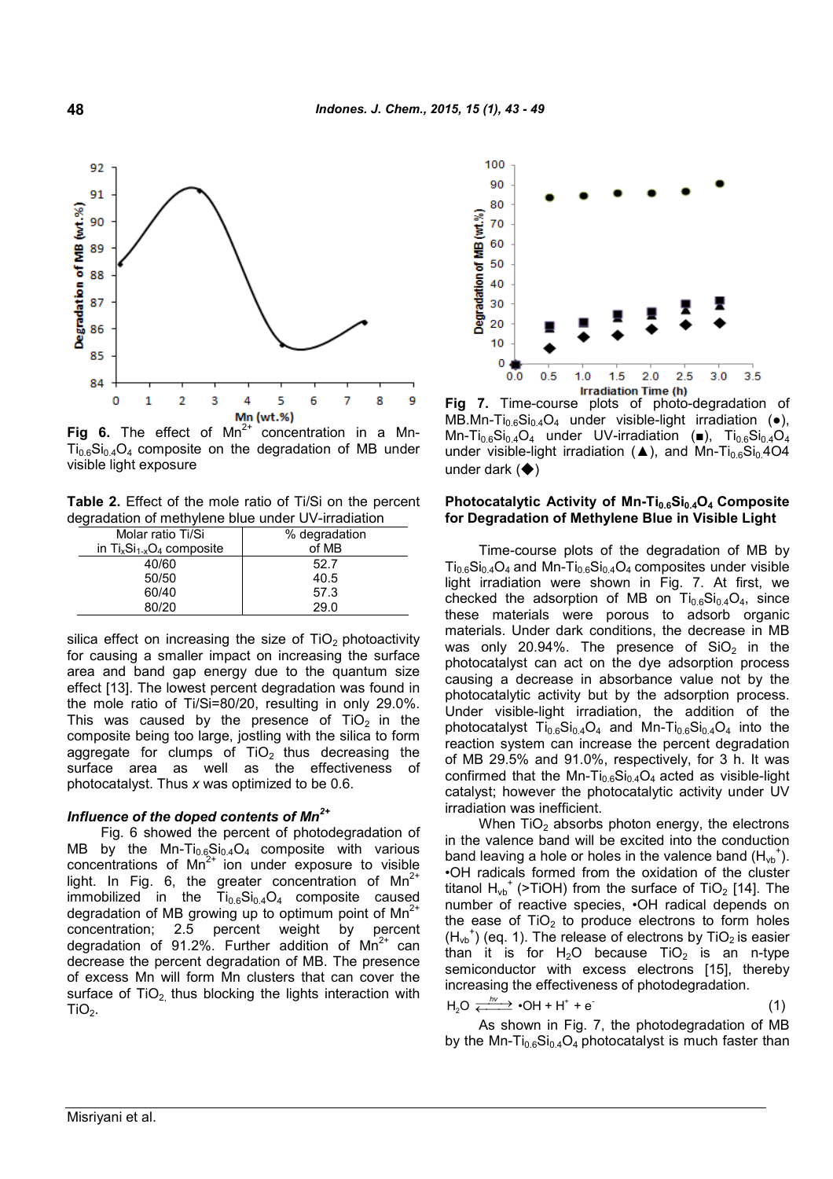Fig 6. The effect of $Mn^{2+}$ concentration in a Mn-$Ti_{0.6}Si_{0.4}O_4$ composite on the degradation of MB under visible light exposure

**Table 2.** Effect of the mole ratio of Ti/Si on the percent degradation of methylene blue under UV-irradiation

| Molar ratio Ti/Si in $Ti_xSi_{1-x}O_4$ composite | % degradation of MB |
|---|---|
| 40/60 | 52.7 |
| 50/50 | 40.5 |
| 60/40 | 57.3 |
| 80/20 | 29.0 |

silica effect on increasing the size of $TiO_2$ photoactivity for causing a smaller impact on increasing the surface area and band gap energy due to the quantum size effect [13]. The lowest percent degradation was found in the mole ratio of Ti/Si=80/20, resulting in only 29.0%. This was caused by the presence of $TiO_2$ in the composite being too large, jostling with the silica to form aggregate for clumps of $TiO_2$ thus decreasing the surface area as well as the effectiveness of photocatalyst. Thus *x* was optimized to be 0.6.

### *Influence of the doped contents of $Mn^{2+}$*

Fig. 6 showed the percent of photodegradation of MB by the Mn-$Ti_{0.6}Si_{0.4}O_4$ composite with various concentrations of $Mn^{2+}$ ion under exposure to visible light. In Fig. 6, the greater concentration of $Mn^{2+}$ immobilized in the $Ti_{0.6}Si_{0.4}O_4$ composite caused degradation of MB growing up to optimum point of $Mn^{2+}$ concentration; 2.5 percent weight by percent degradation of 91.2%. Further addition of $Mn^{2+}$ can decrease the percent degradation of MB. The presence of excess Mn will form Mn clusters that can cover the surface of $TiO_2$, thus blocking the lights interaction with $TiO_2$.

Fig 7. Time-course plots of photo-degradation of MB.Mn-$Ti_{0.6}Si_{0.4}O_4$ under visible-light irradiation (●), Mn-$Ti_{0.6}Si_{0.4}O_4$ under UV-irradiation (■), $Ti_{0.6}Si_{0.4}O_4$ under visible-light irradiation (▲), and Mn-$Ti_{0.6}Si_{0.4}O_4$ under dark (◆)

### Photocatalytic Activity of Mn-$Ti_{0.6}Si_{0.4}O_4$ Composite for Degradation of Methylene Blue in Visible Light

Time-course plots of the degradation of MB by $Ti_{0.6}Si_{0.4}O_4$ and Mn-$Ti_{0.6}Si_{0.4}O_4$ composites under visible light irradiation were shown in Fig. 7. At first, we checked the adsorption of MB on $Ti_{0.6}Si_{0.4}O_4$, since these materials were porous to adsorb organic materials. Under dark conditions, the decrease in MB was only 20.94%. The presence of $SiO_2$ in the photocatalyst can act on the dye adsorption process causing a decrease in absorbance value not by the photocatalytic activity but by the adsorption process. Under visible-light irradiation, the addition of the photocatalyst $Ti_{0.6}Si_{0.4}O_4$ and Mn-$Ti_{0.6}Si_{0.4}O_4$ into the reaction system can increase the percent degradation of MB 29.5% and 91.0%, respectively, for 3 h. It was confirmed that the Mn-$Ti_{0.6}Si_{0.4}O_4$ acted as visible-light catalyst; however the photocatalytic activity under UV irradiation was inefficient.

When $TiO_2$ absorbs photon energy, the electrons in the valence band will be excited into the conduction band leaving a hole or holes in the valence band ($H_{vb}^+$). •OH radicals formed from the oxidation of the cluster titanol $H_{vb}^+$ (>TiOH) from the surface of $TiO_2$ [14]. The number of reactive species, •OH radical depends on the ease of $TiO_2$ to produce electrons to form holes ($H_{vb}^+$) (eq. 1). The release of electrons by $TiO_2$ is easier than it is for $H_2O$ because $TiO_2$ is an n-type semiconductor with excess electrons [15], thereby increasing the effectiveness of photodegradation.

$$H_2O \xrightleftharpoons{h\nu} \bullet OH + H^+ + e^- \qquad (1)$$

As shown in Fig. 7, the photodegradation of MB by the Mn-$Ti_{0.6}Si_{0.4}O_4$ photocatalyst is much faster than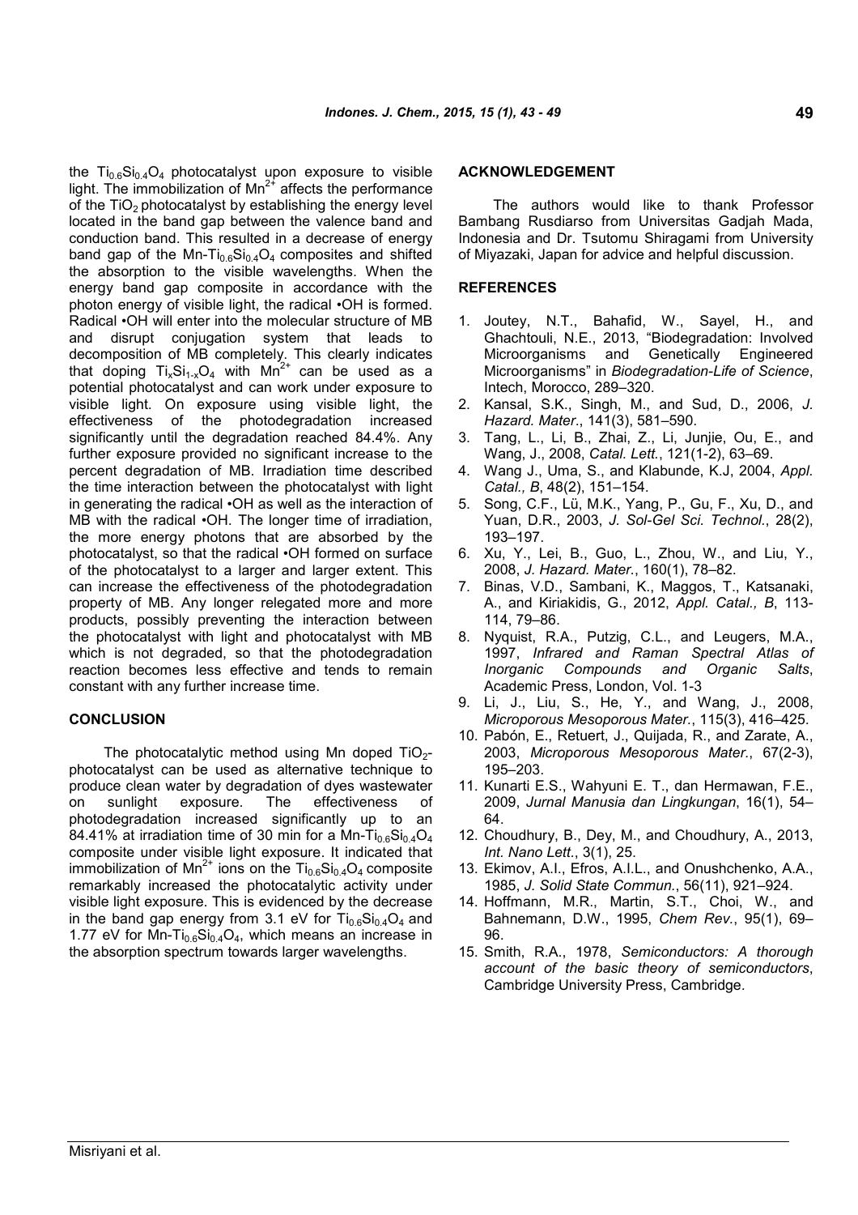the $Ti_{0.6}Si_{0.4}O_4$ photocatalyst upon exposure to visible light. The immobilization of $Mn^{2+}$ affects the performance of the $TiO_2$ photocatalyst by establishing the energy level located in the band gap between the valence band and conduction band. This resulted in a decrease of energy band gap of the Mn-$Ti_{0.6}Si_{0.4}O_4$ composites and shifted the absorption to the visible wavelengths. When the energy band gap composite in accordance with the photon energy of visible light, the radical •OH is formed. Radical •OH will enter into the molecular structure of MB and disrupt conjugation system that leads to decomposition of MB completely. This clearly indicates that doping $Ti_xSi_{1-x}O_4$ with $Mn^{2+}$ can be used as a potential photocatalyst and can work under exposure to visible light. On exposure using visible light, the effectiveness of the photodegradation increased significantly until the degradation reached 84.4%. Any further exposure provided no significant increase to the percent degradation of MB. Irradiation time described the time interaction between the photocatalyst with light in generating the radical •OH as well as the interaction of MB with the radical •OH. The longer time of irradiation, the more energy photons that are absorbed by the photocatalyst, so that the radical •OH formed on surface of the photocatalyst to a larger and larger extent. This can increase the effectiveness of the photodegradation property of MB. Any longer relegated more and more products, possibly preventing the interaction between the photocatalyst with light and photocatalyst with MB which is not degraded, so that the photodegradation reaction becomes less effective and tends to remain constant with any further increase time.

## CONCLUSION

The photocatalytic method using Mn doped $TiO_2$-photocatalyst can be used as alternative technique to produce clean water by degradation of dyes wastewater on sunlight exposure. The effectiveness of photodegradation increased significantly up to an 84.41% at irradiation time of 30 min for a Mn-$Ti_{0.6}Si_{0.4}O_4$ composite under visible light exposure. It indicated that immobilization of $Mn^{2+}$ ions on the $Ti_{0.6}Si_{0.4}O_4$ composite remarkably increased the photocatalytic activity under visible light exposure. This is evidenced by the decrease in the band gap energy from 3.1 eV for $Ti_{0.6}Si_{0.4}O_4$ and 1.77 eV for Mn-$Ti_{0.6}Si_{0.4}O_4$, which means an increase in the absorption spectrum towards larger wavelengths.

## ACKNOWLEDGEMENT

The authors would like to thank Professor Bambang Rusdiarso from Universitas Gadjah Mada, Indonesia and Dr. Tsutomu Shiragami from University of Miyazaki, Japan for advice and helpful discussion.

## REFERENCES

1. Joutey, N.T., Bahafid, W., Sayel, H., and Ghachtouli, N.E., 2013, "Biodegradation: Involved Microorganisms and Genetically Engineered Microorganisms" in *Biodegradation-Life of Science*, Intech, Morocco, 289–320.
2. Kansal, S.K., Singh, M., and Sud, D., 2006, *J. Hazard. Mater*., 141(3), 581–590.
3. Tang, L., Li, B., Zhai, Z., Li, Junjie, Ou, E., and Wang, J., 2008, *Catal. Lett.*, 121(1-2), 63–69.
4. Wang J., Uma, S., and Klabunde, K.J, 2004, *Appl. Catal., B*, 48(2), 151–154.
5. Song, C.F., Lü, M.K., Yang, P., Gu, F., Xu, D., and Yuan, D.R., 2003, *J. Sol-Gel Sci. Technol.*, 28(2), 193–197.
6. Xu, Y., Lei, B., Guo, L., Zhou, W., and Liu, Y., 2008, *J. Hazard. Mater.*, 160(1), 78–82.
7. Binas, V.D., Sambani, K., Maggos, T., Katsanaki, A., and Kiriakidis, G., 2012, *Appl. Catal., B*, 113-114, 79–86.
8. Nyquist, R.A., Putzig, C.L., and Leugers, M.A., 1997, *Infrared and Raman Spectral Atlas of Inorganic Compounds and Organic Salts*, Academic Press, London, Vol. 1-3
9. Li, J., Liu, S., He, Y., and Wang, J., 2008, *Microporous Mesoporous Mater.*, 115(3), 416–425.
10. Pabón, E., Retuert, J., Quijada, R., and Zarate, A., 2003, *Microporous Mesoporous Mater.*, 67(2-3), 195–203.
11. Kunarti E.S., Wahyuni E. T., dan Hermawan, F.E., 2009, *Jurnal Manusia dan Lingkungan*, 16(1), 54–64.
12. Choudhury, B., Dey, M., and Choudhury, A., 2013, *Int. Nano Lett.*, 3(1), 25.
13. Ekimov, A.I., Efros, A.I.L., and Onushchenko, A.A., 1985, *J. Solid State Commun.*, 56(11), 921–924.
14. Hoffmann, M.R., Martin, S.T., Choi, W., and Bahnemann, D.W., 1995, *Chem Rev.*, 95(1), 69–96.
15. Smith, R.A., 1978, *Semiconductors: A thorough account of the basic theory of semiconductors*, Cambridge University Press, Cambridge.